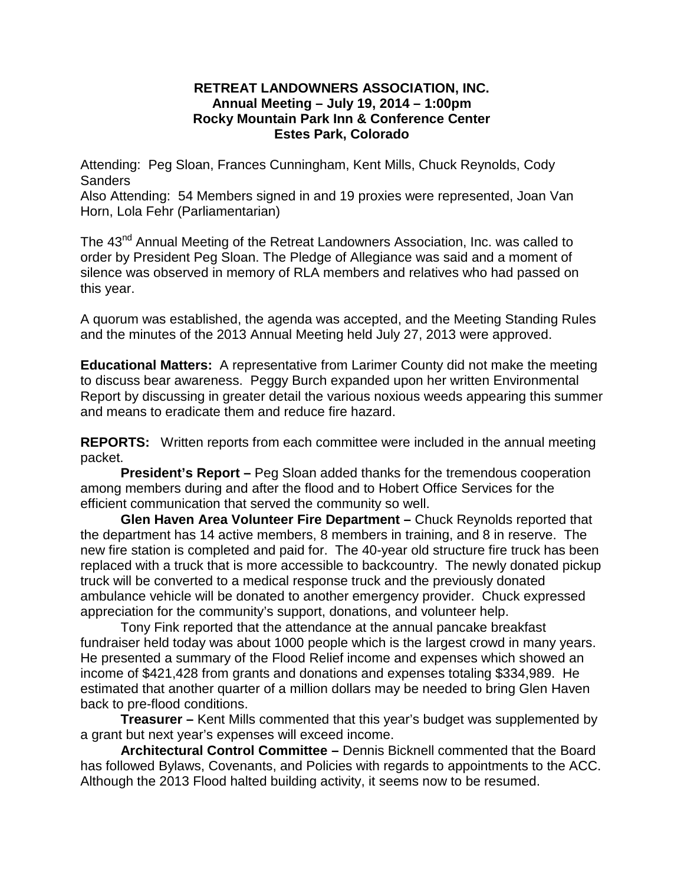**RETREAT LANDOWNERS ASSOCIATION, INC.**
**Annual Meeting – July 19, 2014 – 1:00pm**
**Rocky Mountain Park Inn & Conference Center**
**Estes Park, Colorado**

Attending: Peg Sloan, Frances Cunningham, Kent Mills, Chuck Reynolds, Cody Sanders
Also Attending: 54 Members signed in and 19 proxies were represented, Joan Van Horn, Lola Fehr (Parliamentarian)

The 43nd Annual Meeting of the Retreat Landowners Association, Inc. was called to order by President Peg Sloan. The Pledge of Allegiance was said and a moment of silence was observed in memory of RLA members and relatives who had passed on this year.

A quorum was established, the agenda was accepted, and the Meeting Standing Rules and the minutes of the 2013 Annual Meeting held July 27, 2013 were approved.

**Educational Matters:** A representative from Larimer County did not make the meeting to discuss bear awareness. Peggy Burch expanded upon her written Environmental Report by discussing in greater detail the various noxious weeds appearing this summer and means to eradicate them and reduce fire hazard.

**REPORTS:** Written reports from each committee were included in the annual meeting packet.

**President's Report –** Peg Sloan added thanks for the tremendous cooperation among members during and after the flood and to Hobert Office Services for the efficient communication that served the community so well.

**Glen Haven Area Volunteer Fire Department –** Chuck Reynolds reported that the department has 14 active members, 8 members in training, and 8 in reserve. The new fire station is completed and paid for. The 40-year old structure fire truck has been replaced with a truck that is more accessible to backcountry. The newly donated pickup truck will be converted to a medical response truck and the previously donated ambulance vehicle will be donated to another emergency provider. Chuck expressed appreciation for the community's support, donations, and volunteer help.

Tony Fink reported that the attendance at the annual pancake breakfast fundraiser held today was about 1000 people which is the largest crowd in many years. He presented a summary of the Flood Relief income and expenses which showed an income of $421,428 from grants and donations and expenses totaling $334,989. He estimated that another quarter of a million dollars may be needed to bring Glen Haven back to pre-flood conditions.

**Treasurer –** Kent Mills commented that this year's budget was supplemented by a grant but next year's expenses will exceed income.

**Architectural Control Committee –** Dennis Bicknell commented that the Board has followed Bylaws, Covenants, and Policies with regards to appointments to the ACC. Although the 2013 Flood halted building activity, it seems now to be resumed.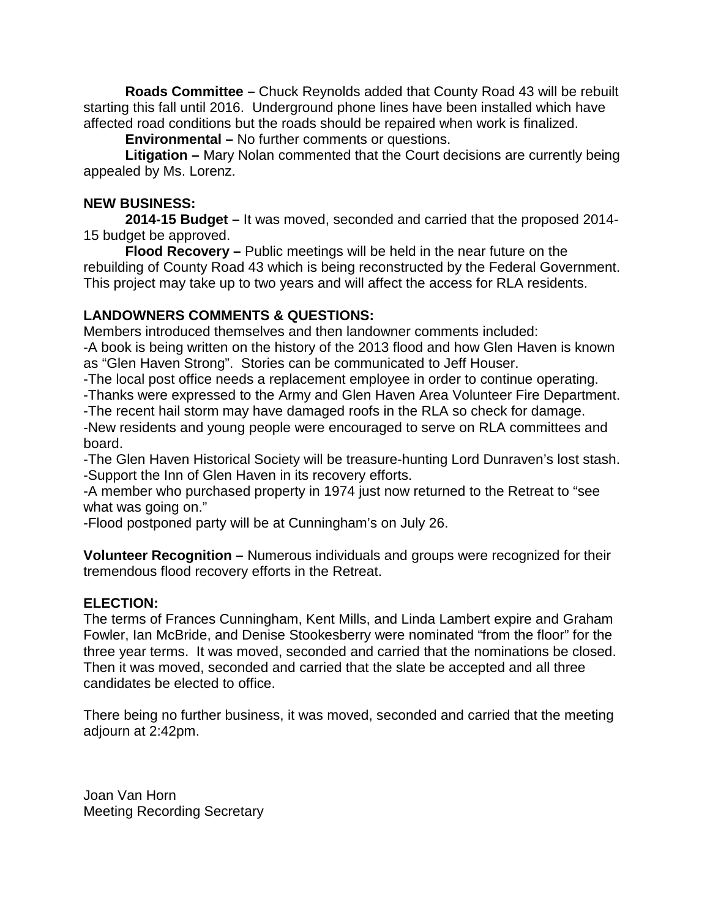**Roads Committee –** Chuck Reynolds added that County Road 43 will be rebuilt starting this fall until 2016. Underground phone lines have been installed which have affected road conditions but the roads should be repaired when work is finalized.

**Environmental –** No further comments or questions.

**Litigation –** Mary Nolan commented that the Court decisions are currently being appealed by Ms. Lorenz.

**NEW BUSINESS:**

**2014-15 Budget –** It was moved, seconded and carried that the proposed 2014-15 budget be approved.

**Flood Recovery –** Public meetings will be held in the near future on the rebuilding of County Road 43 which is being reconstructed by the Federal Government. This project may take up to two years and will affect the access for RLA residents.

**LANDOWNERS COMMENTS & QUESTIONS:**

Members introduced themselves and then landowner comments included:

-A book is being written on the history of the 2013 flood and how Glen Haven is known as "Glen Haven Strong". Stories can be communicated to Jeff Houser.

-The local post office needs a replacement employee in order to continue operating.

-Thanks were expressed to the Army and Glen Haven Area Volunteer Fire Department.

-The recent hail storm may have damaged roofs in the RLA so check for damage.

-New residents and young people were encouraged to serve on RLA committees and board.

-The Glen Haven Historical Society will be treasure-hunting Lord Dunraven's lost stash.

-Support the Inn of Glen Haven in its recovery efforts.

-A member who purchased property in 1974 just now returned to the Retreat to "see what was going on."

-Flood postponed party will be at Cunningham's on July 26.

**Volunteer Recognition –** Numerous individuals and groups were recognized for their tremendous flood recovery efforts in the Retreat.

**ELECTION:**

The terms of Frances Cunningham, Kent Mills, and Linda Lambert expire and Graham Fowler, Ian McBride, and Denise Stookesberry were nominated "from the floor" for the three year terms. It was moved, seconded and carried that the nominations be closed. Then it was moved, seconded and carried that the slate be accepted and all three candidates be elected to office.

There being no further business, it was moved, seconded and carried that the meeting adjourn at 2:42pm.

Joan Van Horn
Meeting Recording Secretary